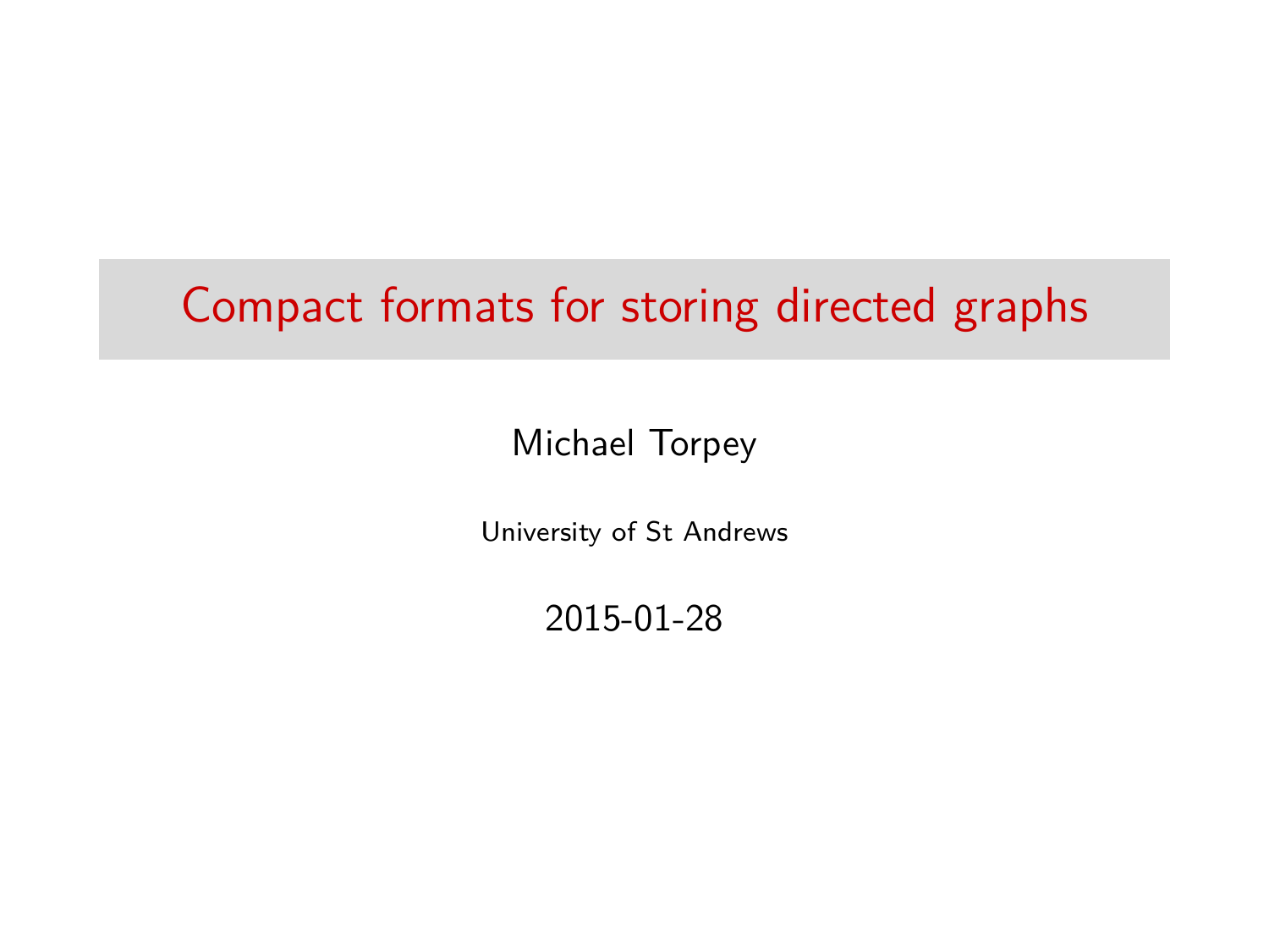# Compact formats for storing directed graphs

Michael Torpey

University of St Andrews

2015-01-28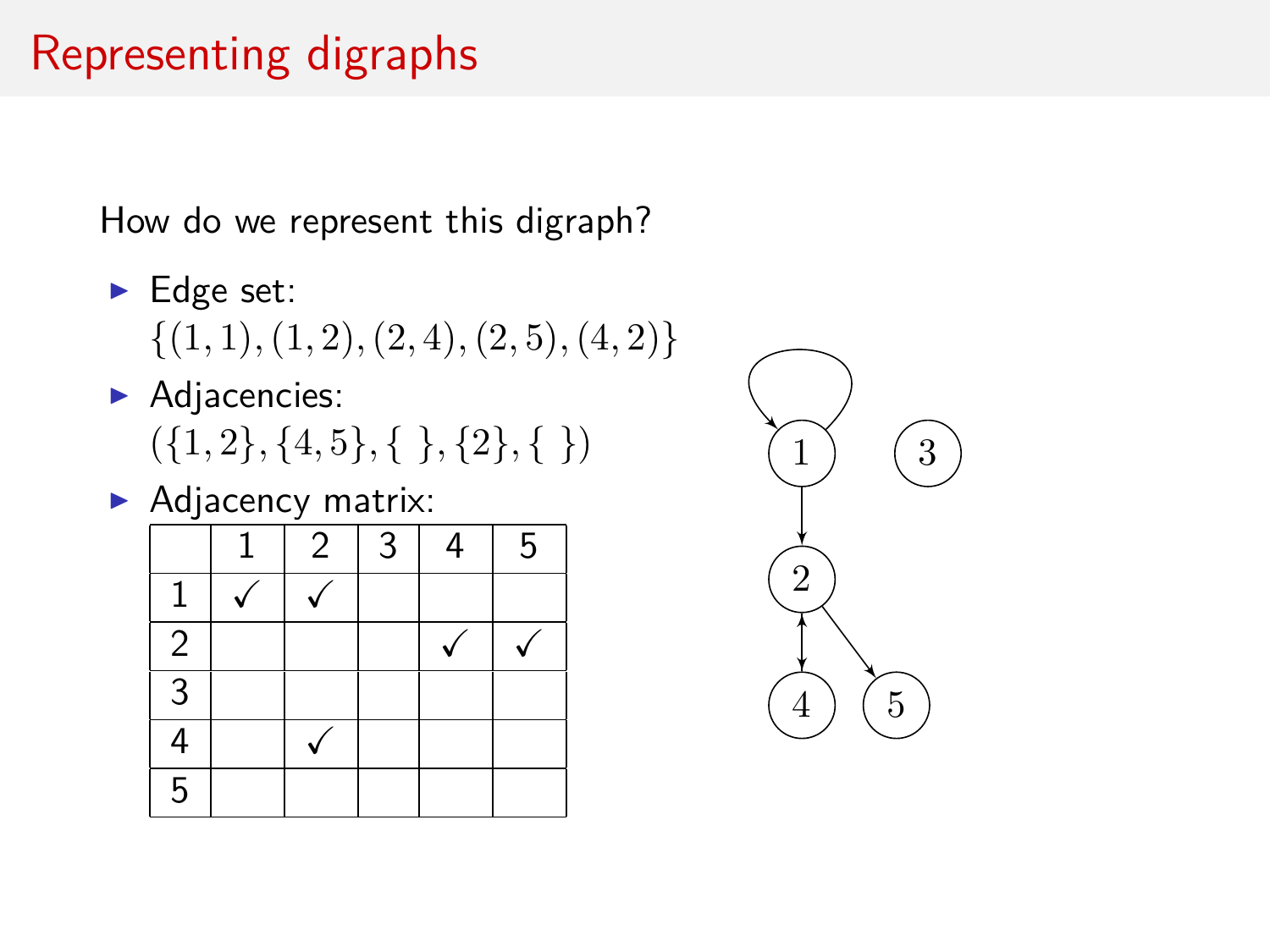# Representing digraphs

How do we represent this digraph?

- Edge set:
  $\{(1,1),(1,2),(2,4),(2,5),(4,2)\}$
- Adjacencies:
  $(\{1,2\},\{4,5\},\{\ \},\{2\},\{\ \})$
- Adjacency matrix:

| | 1 | 2 | 3 | 4 | 5 |
|---|---|---|---|---|---|
| 1 | ✓ | ✓ | | | |
| 2 | | | | ✓ | ✓ |
| 3 | | | | | |
| 4 | | ✓ | | | |
| 5 | | | | | |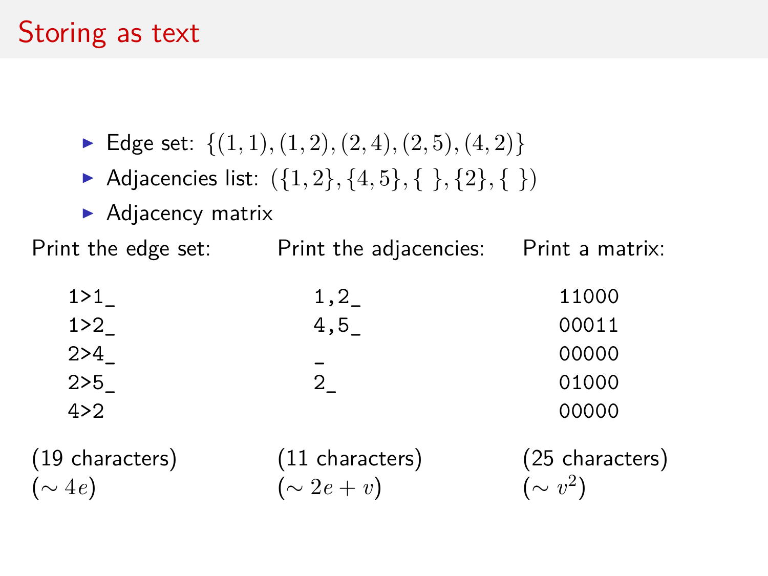# Storing as text

- Edge set: $\{(1,1),(1,2),(2,4),(2,5),(4,2)\}$
- Adjacencies list: $(\{1,2\},\{4,5\},\{\ \},\{2\},\{\ \})$
- Adjacency matrix

Print the edge set:

```
1>1_
1>2_
2>4_
2>5_
4>2
```

(19 characters)
($\sim 4e$)

Print the adjacencies:

```
1,2_
4,5_
_
2_
```

(11 characters)
($\sim 2e + v$)

Print a matrix:

```
11000
00011
00000
01000
00000
```

(25 characters)
($\sim v^2$)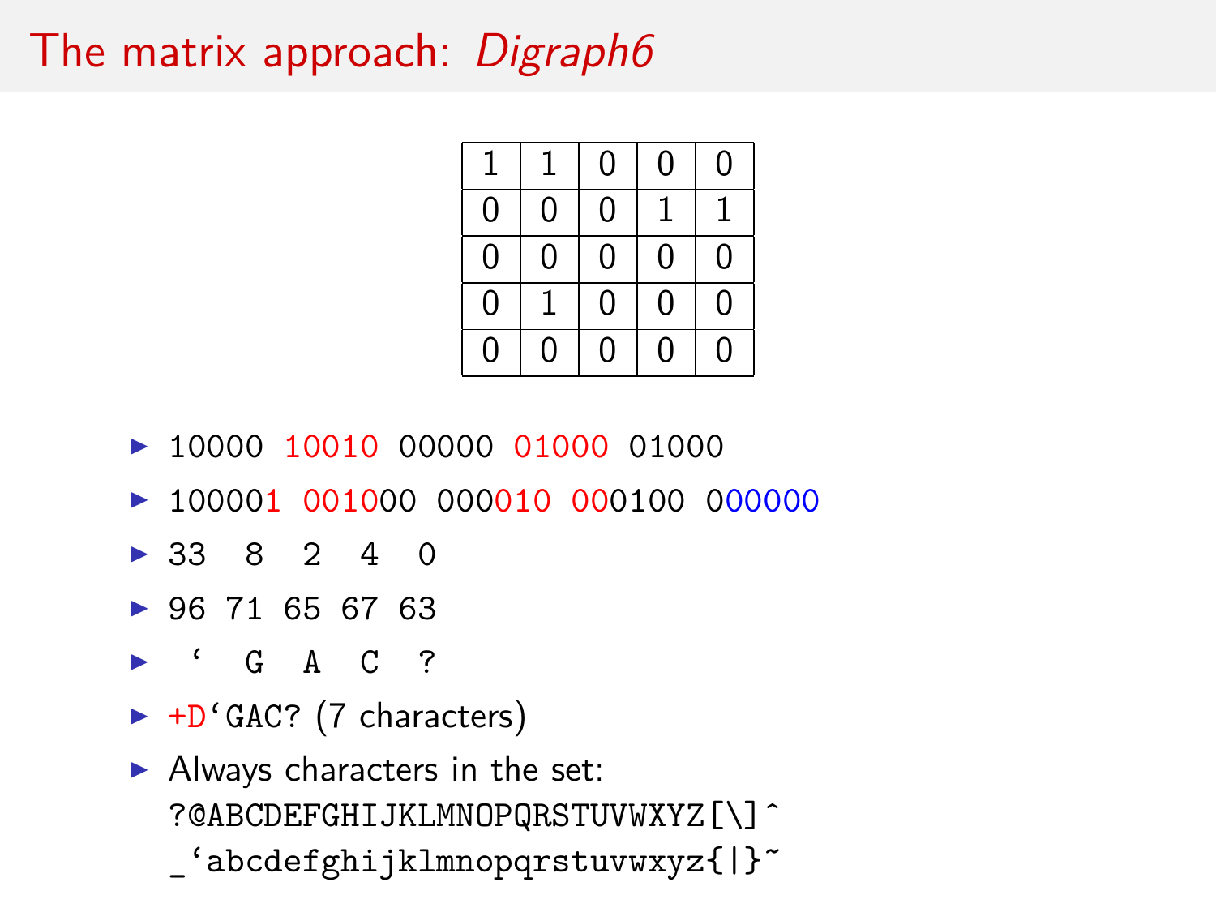# The matrix approach: *Digraph6*

| | | | | |
|---|---|---|---|---|
| 1 | 1 | 0 | 0 | 0 |
| 0 | 0 | 0 | 1 | 1 |
| 0 | 0 | 0 | 0 | 0 |
| 0 | 1 | 0 | 0 | 0 |
| 0 | 0 | 0 | 0 | 0 |

- 10000 10010 00000 01000 01000
- 100001 001000 000010 000100 000000
- 33 8 2 4 0
- 96 71 65 67 63
- ‘ G A C ?
- +D‘GAC? (7 characters)
- Always characters in the set: ?@ABCDEFGHIJKLMNOPQRSTUVWXYZ[\]^ _‘abcdefghijklmnopqrstuvwxyz{|}~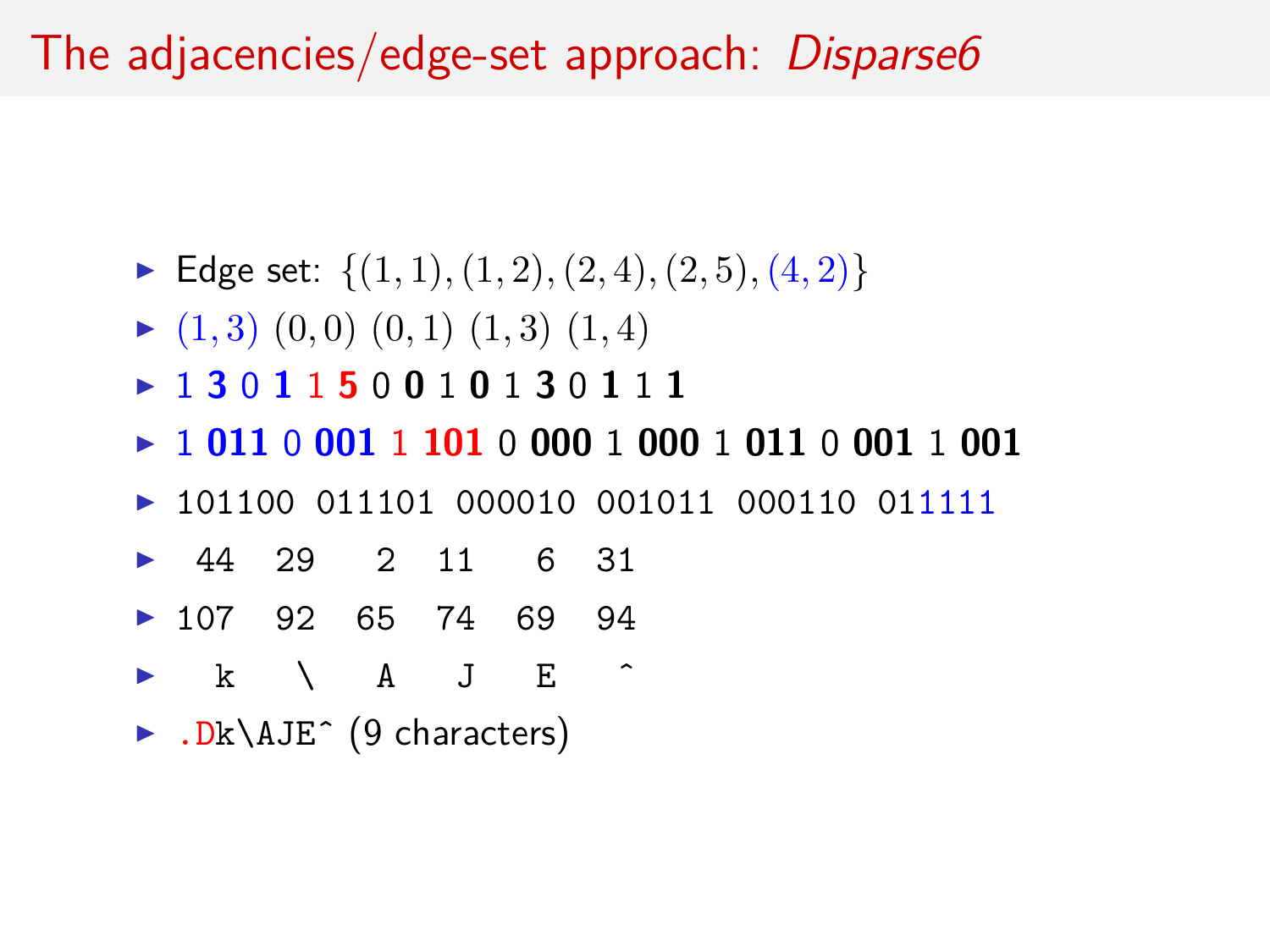# The adjacencies/edge-set approach: *Disparse6*

- Edge set: $\{(1,1),(1,2),(2,4),(2,5),(4,2)\}$
- $(1,3)$ $(0,0)$ $(0,1)$ $(1,3)$ $(1,4)$
- 1 **3** 0 **1** 1 **5** 0 **0** 1 **0** 1 **3** 0 **1** 1 **1**
- 1 **011** 0 **001** 1 **101** 0 **000** 1 **000** 1 **011** 0 **001** 1 **001**
- `101100 011101 000010 001011 000110 011111`
- `44 29 2 11 6 31`
- `107 92 65 74 69 94`
- `k \ A J E ^`
- `.Dk\AJE^` (9 characters)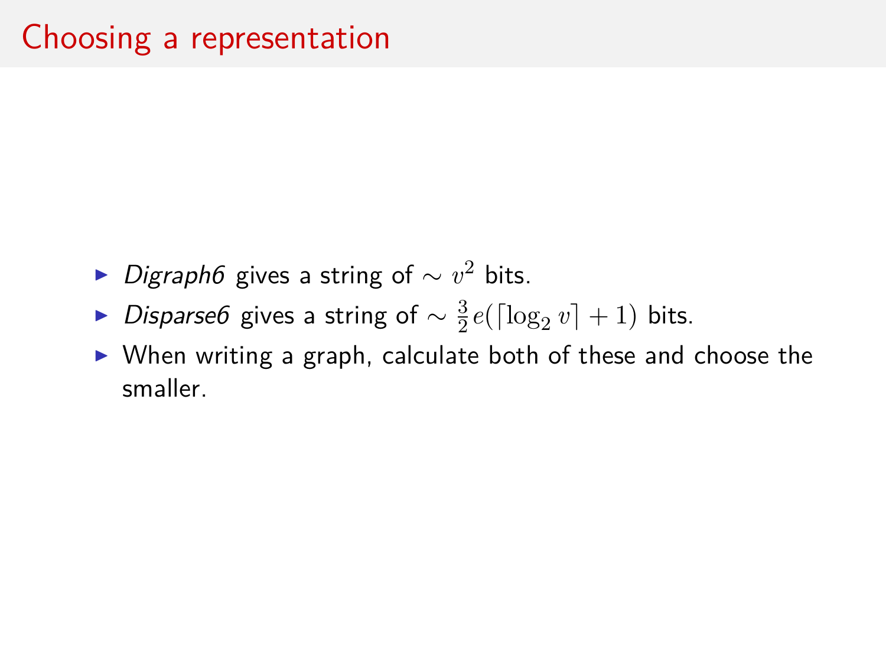# Choosing a representation

- *Digraph6* gives a string of $\sim v^2$ bits.
- *Disparse6* gives a string of $\sim \frac{3}{2}e(\lceil \log_2 v \rceil + 1)$ bits.
- When writing a graph, calculate both of these and choose the smaller.